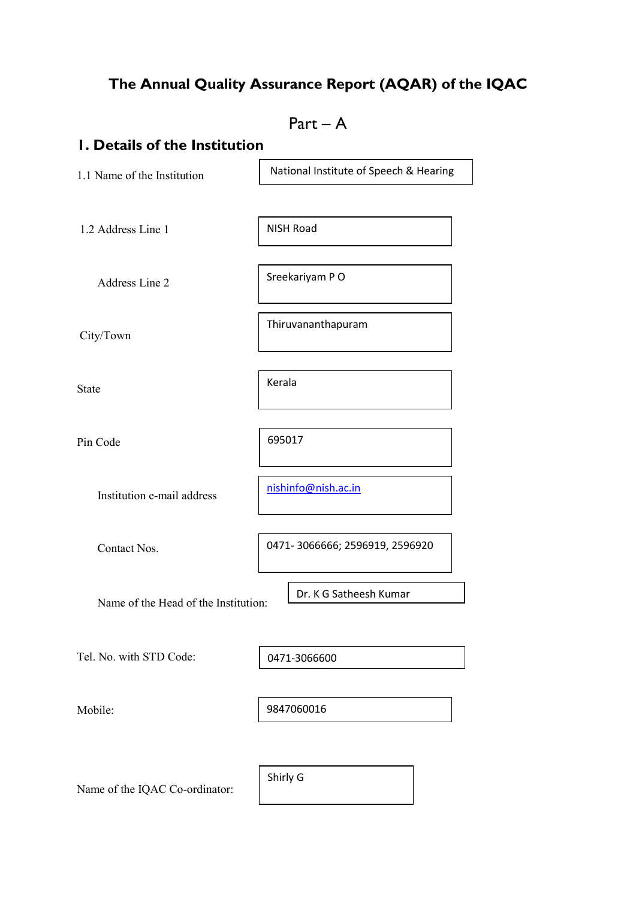# The Annual Quality Assurance Report (AQAR) of the IQAC

## Part – A

## 1. Details of the Institution

| | |
|---|---|
| 1.1 Name of the Institution | National Institute of Speech & Hearing |
| 1.2 Address Line 1 | NISH Road |
| Address Line 2 | Sreekariyam P O |
| City/Town | Thiruvananthapuram |
| State | Kerala |
| Pin Code | 695017 |
| Institution e-mail address | nishinfo@nish.ac.in |
| Contact Nos. | 0471- 3066666; 2596919, 2596920 |
| Name of the Head of the Institution: | Dr. K G Satheesh Kumar |
| Tel. No. with STD Code: | 0471-3066600 |
| Mobile: | 9847060016 |
| Name of the IQAC Co-ordinator: | Shirly G |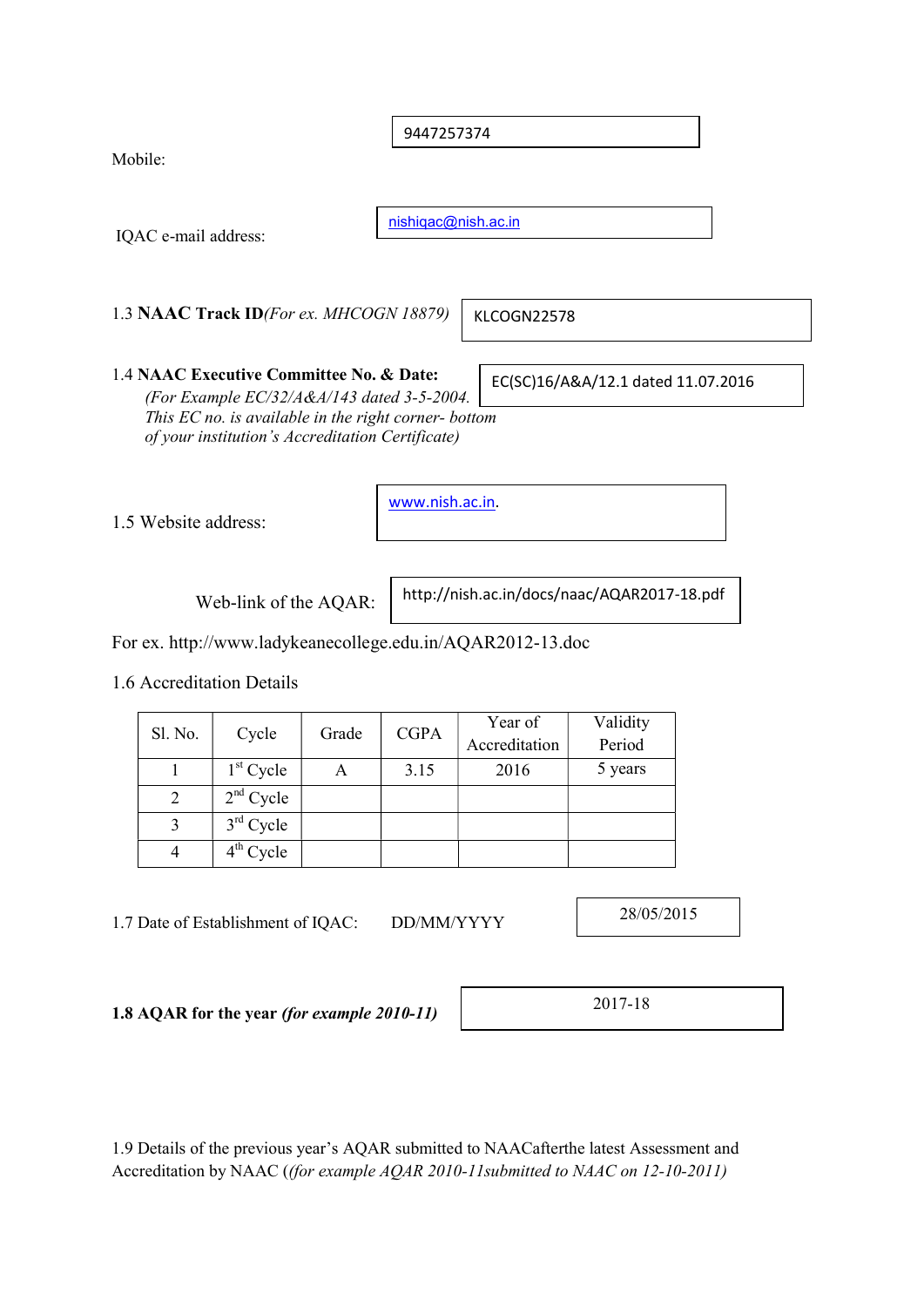Mobile: 9447257374

IQAC e-mail address: nishiqac@nish.ac.in

1.3 **NAAC Track ID***(For ex. MHCOGN 18879)* KLCOGN22578

1.4 **NAAC Executive Committee No. & Date:** EC(SC)16/A&A/12.1 dated 11.07.2016

*(For Example EC/32/A&A/143 dated 3-5-2004. This EC no. is available in the right corner- bottom of your institution's Accreditation Certificate)*

1.5 Website address: www.nish.ac.in.

Web-link of the AQAR: http://nish.ac.in/docs/naac/AQAR2017-18.pdf

For ex. http://www.ladykeanecollege.edu.in/AQAR2012-13.doc

1.6 Accreditation Details

| Sl. No. | Cycle | Grade | CGPA | Year of Accreditation | Validity Period |
|---|---|---|---|---|---|
| 1 | 1st Cycle | A | 3.15 | 2016 | 5 years |
| 2 | 2nd Cycle | | | | |
| 3 | 3rd Cycle | | | | |
| 4 | 4th Cycle | | | | |

1.7 Date of Establishment of IQAC: DD/MM/YYYY 28/05/2015

**1.8 AQAR for the year *(for example 2010-11)*** 2017-18

1.9 Details of the previous year's AQAR submitted to NAACafterthe latest Assessment and Accreditation by NAAC (*(for example AQAR 2010-11submitted to NAAC on 12-10-2011)*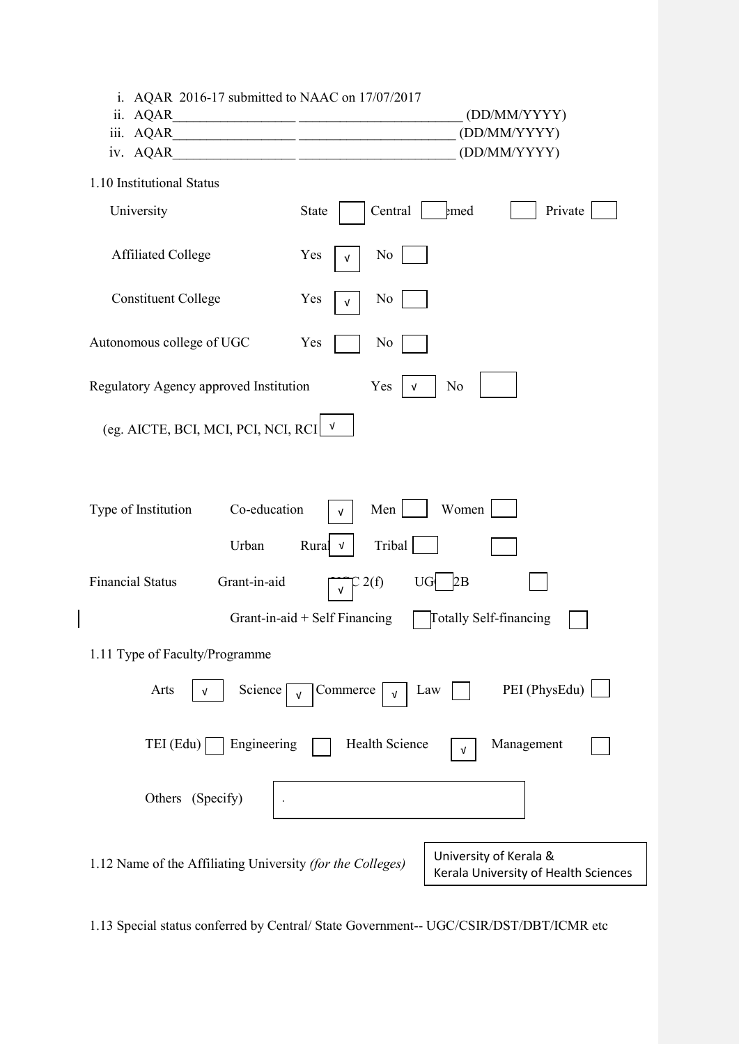i. AQAR 2016-17 submitted to NAAC on 17/07/2017
ii. AQAR_________________ _______________________ (DD/MM/YYYY)
iii. AQAR_________________ _______________________ (DD/MM/YYYY)
iv. AQAR_________________ _______________________ (DD/MM/YYYY)

1.10 Institutional Status

University — State [ ] Central [ ] Deemed [ ] Private [ ]

Affiliated College — Yes [√] No [ ]

Constituent College — Yes [√] No [ ]

Autonomous college of UGC — Yes [ ] No [ ]

Regulatory Agency approved Institution — Yes [√] No [ ]

(eg. AICTE, BCI, MCI, PCI, NCI, RCI [√]

Type of Institution — Co-education [√] Men [ ] Women [ ]

Urban [ ] Rural [√] Tribal [ ] [ ]

Financial Status — Grant-in-aid [√] UGC 2(f) [ ] UGC 12B [ ]

Grant-in-aid + Self Financing [ ] Totally Self-financing [ ]

1.11 Type of Faculty/Programme

Arts [√] Science [√] Commerce [√] Law [ ] PEI (PhysEdu) [ ]

TEI (Edu) [ ] Engineering [ ] Health Science [√] Management [ ]

Others (Specify) [ . ]

1.12 Name of the Affiliating University *(for the Colleges)* — University of Kerala & Kerala University of Health Sciences

1.13 Special status conferred by Central/ State Government-- UGC/CSIR/DST/DBT/ICMR etc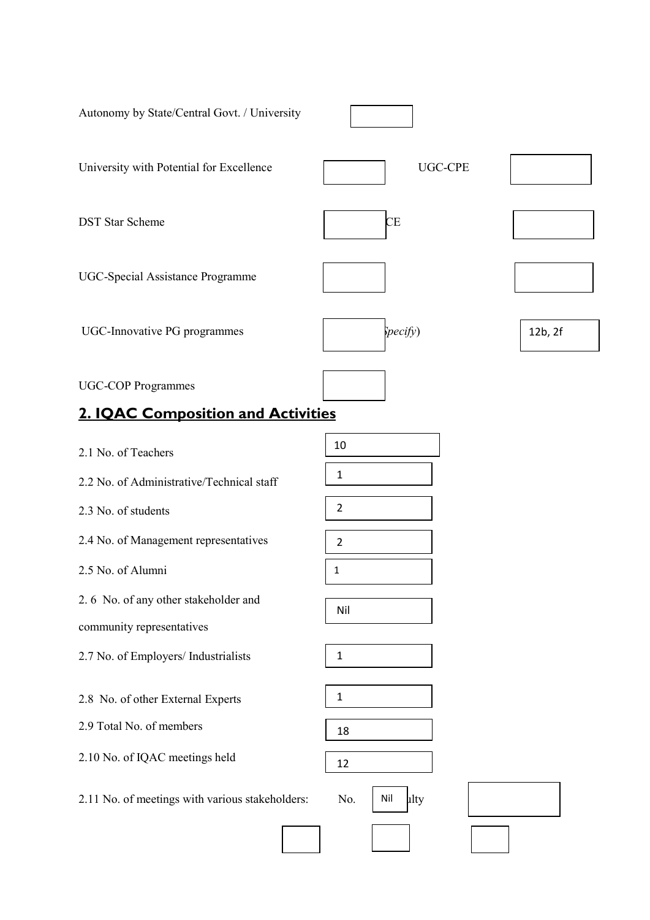Autonomy by State/Central Govt. / University

University with Potential for Excellence | UGC-CPE

DST Star Scheme | CE

UGC-Special Assistance Programme

UGC-Innovative PG programmes | pecify) | 12b, 2f

UGC-COP Programmes

## 2. IQAC Composition and Activities

| | |
|---|---|
| 2.1 No. of Teachers | 10 |
| 2.2 No. of Administrative/Technical staff | 1 |
| 2.3 No. of students | 2 |
| 2.4 No. of Management representatives | 2 |
| 2.5 No. of Alumni | 1 |
| 2.6 No. of any other stakeholder and community representatives | Nil |
| 2.7 No. of Employers/ Industrialists | 1 |
| 2.8 No. of other External Experts | 1 |
| 2.9 Total No. of members | 18 |
| 2.10 No. of IQAC meetings held | 12 |

2.11 No. of meetings with various stakeholders: No. Nil ulty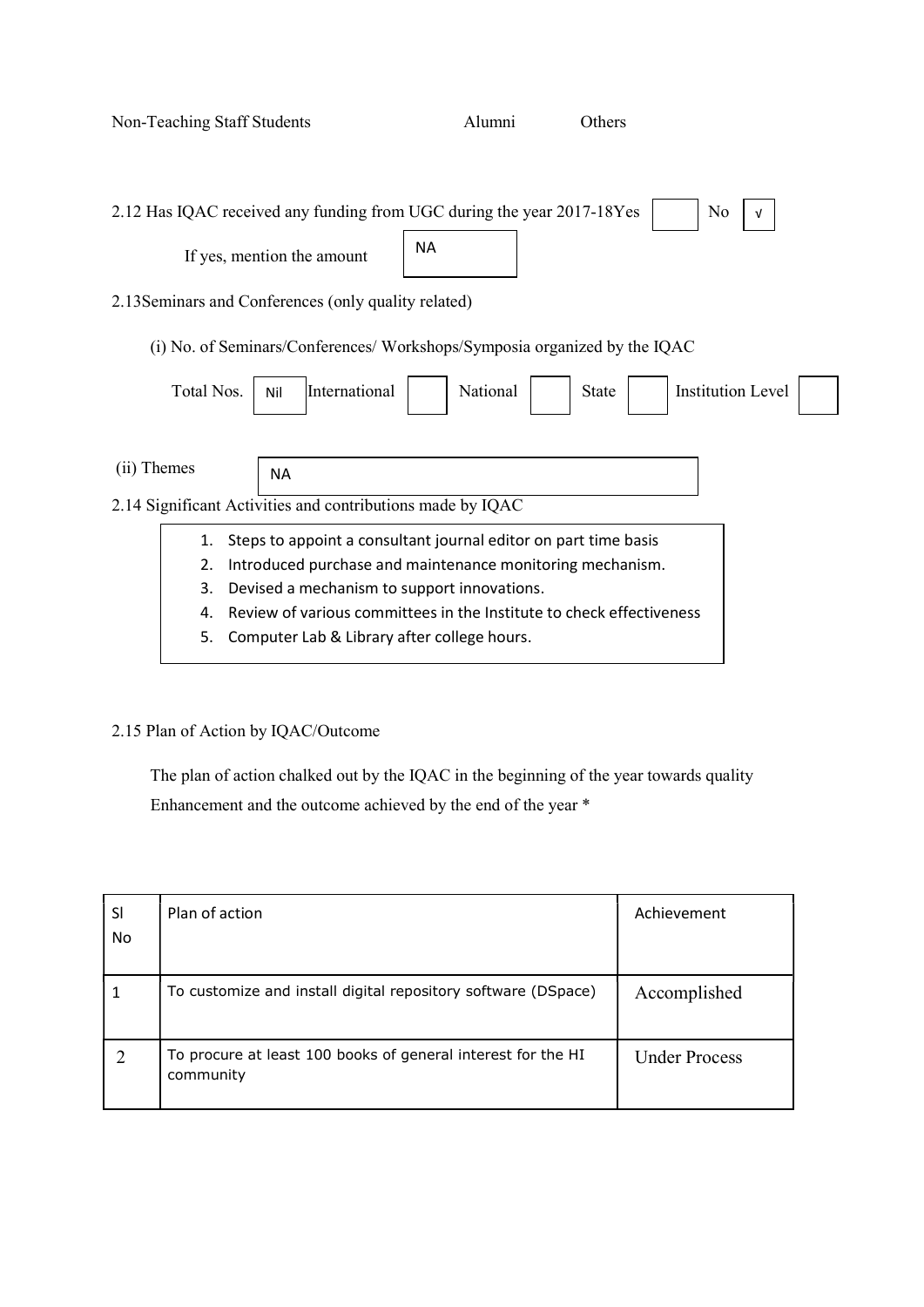Non-Teaching Staff Students Alumni Others

2.12 Has IQAC received any funding from UGC during the year 2017-18 Yes [ ] No [√]

If yes, mention the amount [NA]

2.13 Seminars and Conferences (only quality related)

(i) No. of Seminars/Conferences/ Workshops/Symposia organized by the IQAC

Total Nos. [Nil] International [ ] National [ ] State [ ] Institution Level [ ]

(ii) Themes [NA]

2.14 Significant Activities and contributions made by IQAC

1. Steps to appoint a consultant journal editor on part time basis
2. Introduced purchase and maintenance monitoring mechanism.
3. Devised a mechanism to support innovations.
4. Review of various committees in the Institute to check effectiveness
5. Computer Lab & Library after college hours.

2.15 Plan of Action by IQAC/Outcome

The plan of action chalked out by the IQAC in the beginning of the year towards quality Enhancement and the outcome achieved by the end of the year *

| Sl No | Plan of action | Achievement |
|---|---|---|
| 1 | To customize and install digital repository software (DSpace) | Accomplished |
| 2 | To procure at least 100 books of general interest for the HI community | Under Process |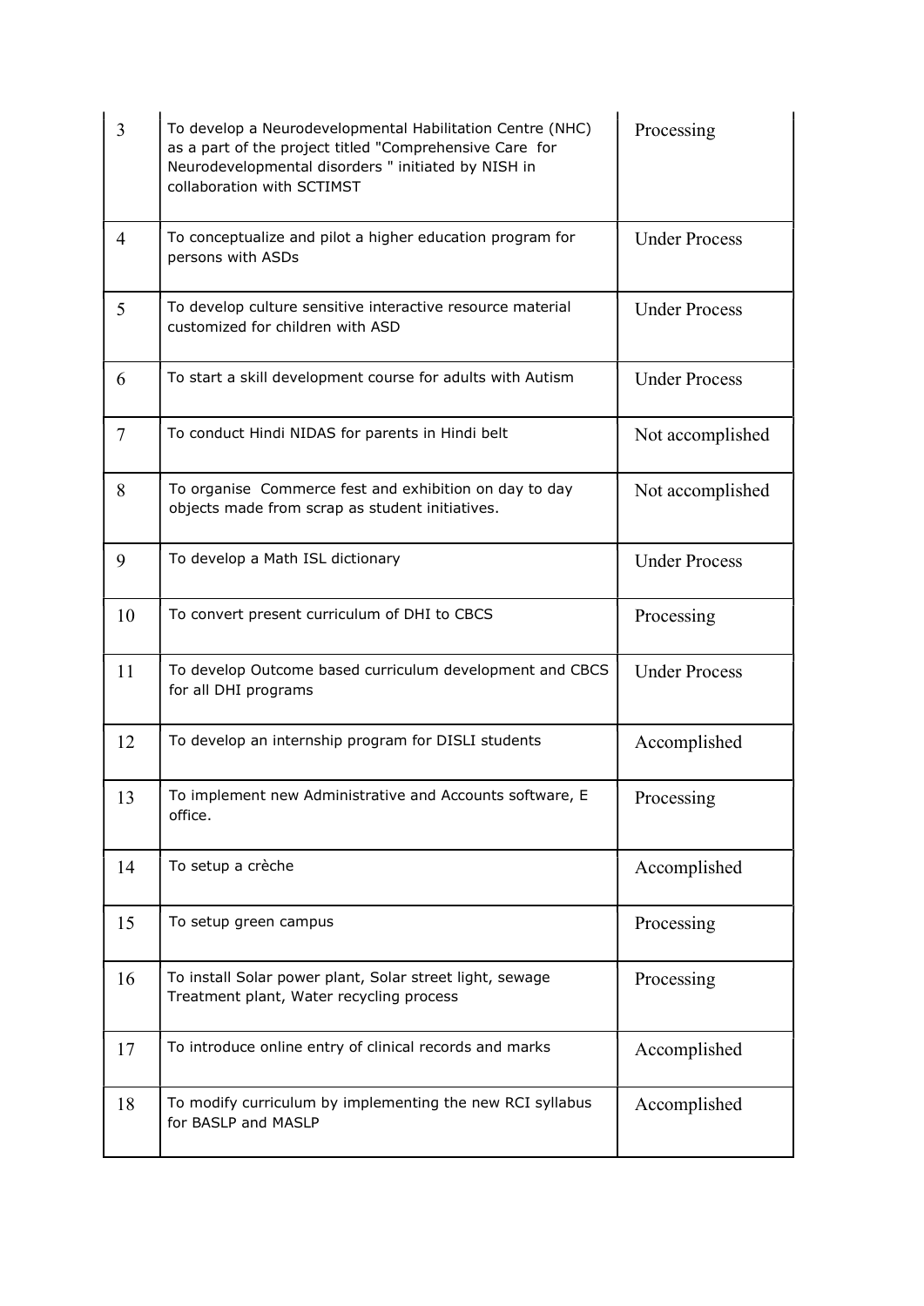| 3 | To develop a Neurodevelopmental Habilitation Centre (NHC) as a part of the project titled "Comprehensive Care for Neurodevelopmental disorders " initiated by NISH in collaboration with SCTIMST | Processing |
|---|---|---|
| 4 | To conceptualize and pilot a higher education program for persons with ASDs | Under Process |
| 5 | To develop culture sensitive interactive resource material customized for children with ASD | Under Process |
| 6 | To start a skill development course for adults with Autism | Under Process |
| 7 | To conduct Hindi NIDAS for parents in Hindi belt | Not accomplished |
| 8 | To organise Commerce fest and exhibition on day to day objects made from scrap as student initiatives. | Not accomplished |
| 9 | To develop a Math ISL dictionary | Under Process |
| 10 | To convert present curriculum of DHI to CBCS | Processing |
| 11 | To develop Outcome based curriculum development and CBCS for all DHI programs | Under Process |
| 12 | To develop an internship program for DISLI students | Accomplished |
| 13 | To implement new Administrative and Accounts software, E office. | Processing |
| 14 | To setup a crèche | Accomplished |
| 15 | To setup green campus | Processing |
| 16 | To install Solar power plant, Solar street light, sewage Treatment plant, Water recycling process | Processing |
| 17 | To introduce online entry of clinical records and marks | Accomplished |
| 18 | To modify curriculum by implementing the new RCI syllabus for BASLP and MASLP | Accomplished |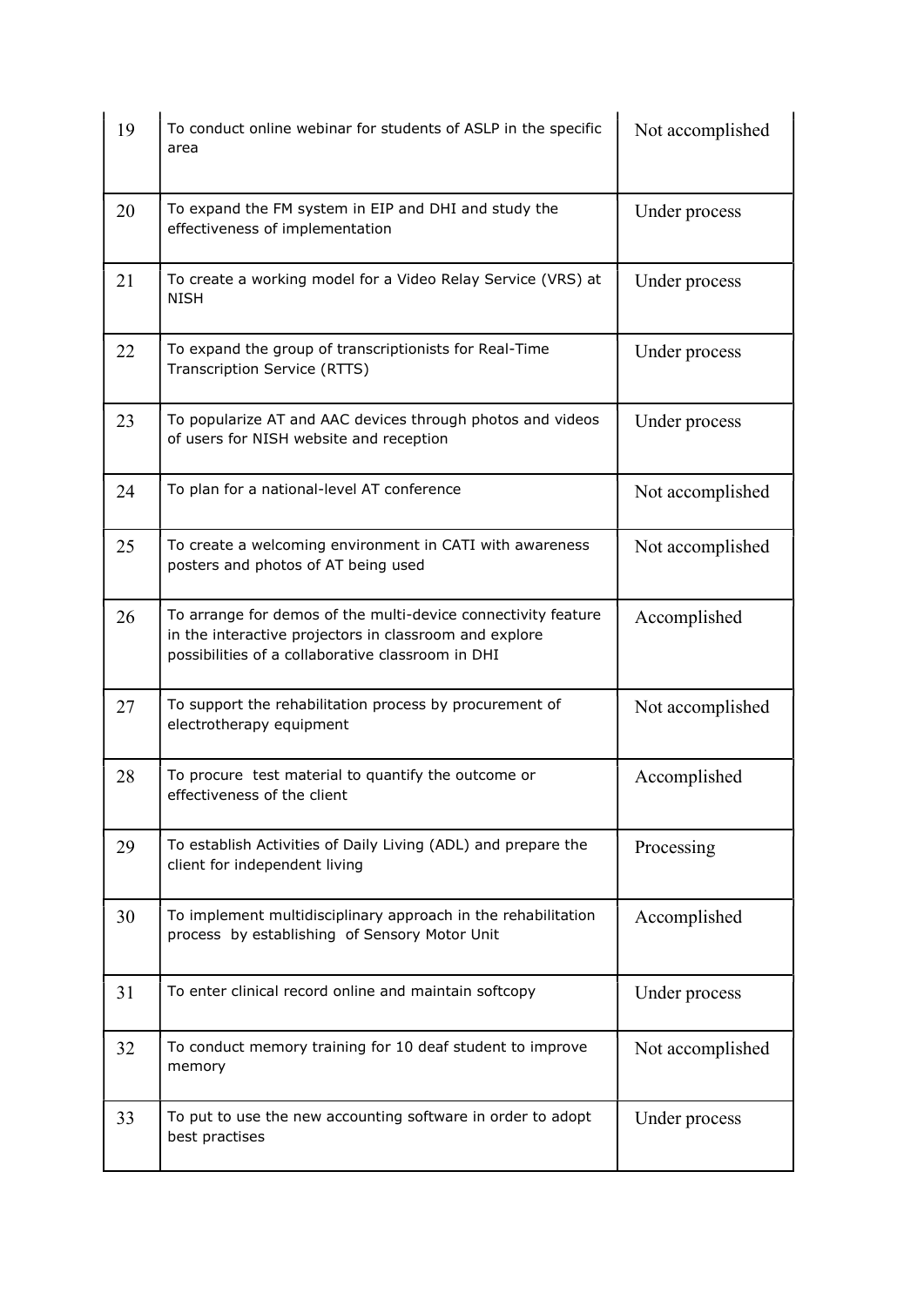| 19 | To conduct online webinar for students of ASLP in the specific area | Not accomplished |
|---|---|---|
| 20 | To expand the FM system in EIP and DHI and study the effectiveness of implementation | Under process |
| 21 | To create a working model for a Video Relay Service (VRS) at NISH | Under process |
| 22 | To expand the group of transcriptionists for Real-Time Transcription Service (RTTS) | Under process |
| 23 | To popularize AT and AAC devices through photos and videos of users for NISH website and reception | Under process |
| 24 | To plan for a national-level AT conference | Not accomplished |
| 25 | To create a welcoming environment in CATI with awareness posters and photos of AT being used | Not accomplished |
| 26 | To arrange for demos of the multi-device connectivity feature in the interactive projectors in classroom and explore possibilities of a collaborative classroom in DHI | Accomplished |
| 27 | To support the rehabilitation process by procurement of electrotherapy equipment | Not accomplished |
| 28 | To procure test material to quantify the outcome or effectiveness of the client | Accomplished |
| 29 | To establish Activities of Daily Living (ADL) and prepare the client for independent living | Processing |
| 30 | To implement multidisciplinary approach in the rehabilitation process by establishing of Sensory Motor Unit | Accomplished |
| 31 | To enter clinical record online and maintain softcopy | Under process |
| 32 | To conduct memory training for 10 deaf student to improve memory | Not accomplished |
| 33 | To put to use the new accounting software in order to adopt best practises | Under process |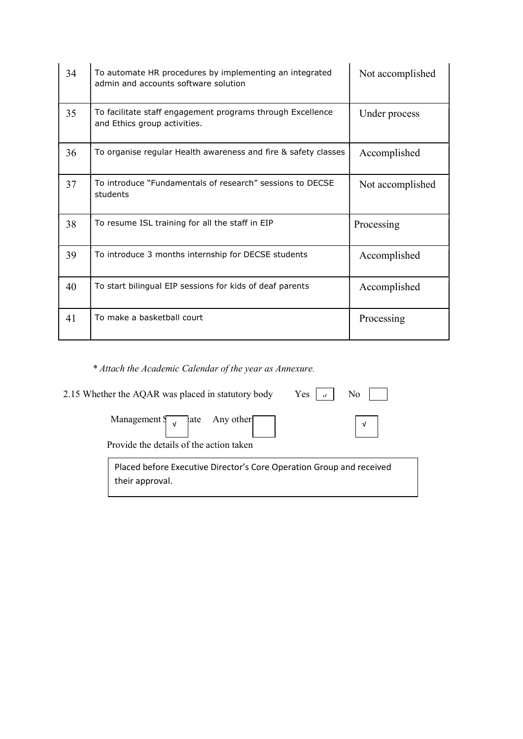| | | |
|---|---|---|
| 34 | To automate HR procedures by implementing an integrated admin and accounts software solution | Not accomplished |
| 35 | To facilitate staff engagement programs through Excellence and Ethics group activities. | Under process |
| 36 | To organise regular Health awareness and fire & safety classes | Accomplished |
| 37 | To introduce "Fundamentals of research" sessions to DECSE students | Not accomplished |
| 38 | To resume ISL training for all the staff in EIP | Processing |
| 39 | To introduce 3 months internship for DECSE students | Accomplished |
| 40 | To start bilingual EIP sessions for kids of deaf parents | Accomplished |
| 41 | To make a basketball court | Processing |

*\* Attach the Academic Calendar of the year as Annexure.*

2.15 Whether the AQAR was placed in statutory body Yes [√] No [ ]

Management [√] Syndicate Any other [ ] [√]

Provide the details of the action taken

Placed before Executive Director's Core Operation Group and received their approval.